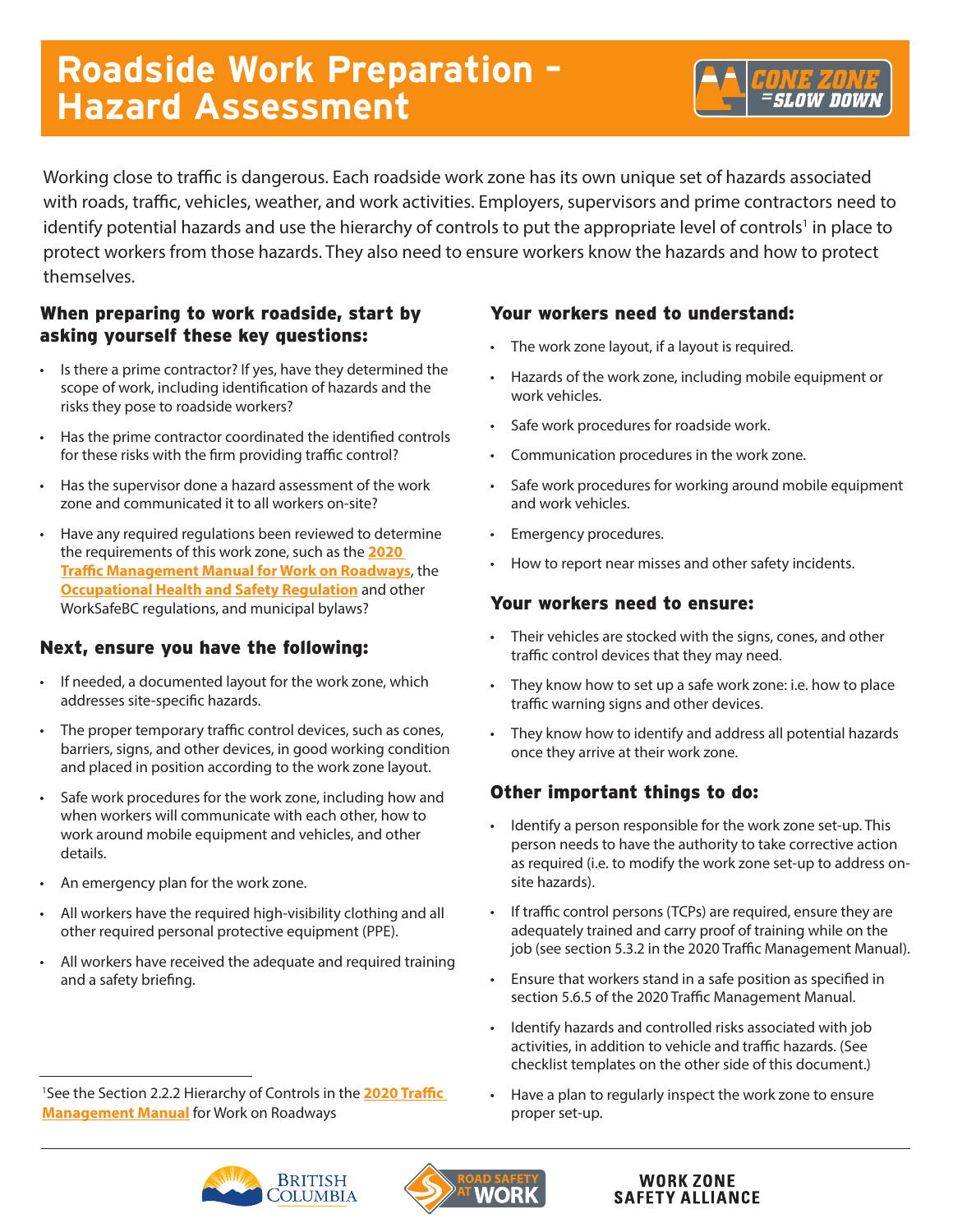# Roadside Work Preparation – Hazard Assessment

CONE ZONE = SLOW DOWN

Working close to traffic is dangerous. Each roadside work zone has its own unique set of hazards associated with roads, traffic, vehicles, weather, and work activities. Employers, supervisors and prime contractors need to identify potential hazards and use the hierarchy of controls to put the appropriate level of controls[1] in place to protect workers from those hazards. They also need to ensure workers know the hazards and how to protect themselves.

## When preparing to work roadside, start by asking yourself these key questions:

- Is there a prime contractor? If yes, have they determined the scope of work, including identification of hazards and the risks they pose to roadside workers?
- Has the prime contractor coordinated the identified controls for these risks with the firm providing traffic control?
- Has the supervisor done a hazard assessment of the work zone and communicated it to all workers on-site?
- Have any required regulations been reviewed to determine the requirements of this work zone, such as the **2020 Traffic Management Manual for Work on Roadways**, the **Occupational Health and Safety Regulation** and other WorkSafeBC regulations, and municipal bylaws?

## Next, ensure you have the following:

- If needed, a documented layout for the work zone, which addresses site-specific hazards.
- The proper temporary traffic control devices, such as cones, barriers, signs, and other devices, in good working condition and placed in position according to the work zone layout.
- Safe work procedures for the work zone, including how and when workers will communicate with each other, how to work around mobile equipment and vehicles, and other details.
- An emergency plan for the work zone.
- All workers have the required high-visibility clothing and all other required personal protective equipment (PPE).
- All workers have received the adequate and required training and a safety briefing.

## Your workers need to understand:

- The work zone layout, if a layout is required.
- Hazards of the work zone, including mobile equipment or work vehicles.
- Safe work procedures for roadside work.
- Communication procedures in the work zone.
- Safe work procedures for working around mobile equipment and work vehicles.
- Emergency procedures.
- How to report near misses and other safety incidents.

## Your workers need to ensure:

- Their vehicles are stocked with the signs, cones, and other traffic control devices that they may need.
- They know how to set up a safe work zone: i.e. how to place traffic warning signs and other devices.
- They know how to identify and address all potential hazards once they arrive at their work zone.

## Other important things to do:

- Identify a person responsible for the work zone set-up. This person needs to have the authority to take corrective action as required (i.e. to modify the work zone set-up to address on-site hazards).
- If traffic control persons (TCPs) are required, ensure they are adequately trained and carry proof of training while on the job (see section 5.3.2 in the 2020 Traffic Management Manual).
- Ensure that workers stand in a safe position as specified in section 5.6.5 of the 2020 Traffic Management Manual.
- Identify hazards and controlled risks associated with job activities, in addition to vehicle and traffic hazards. (See checklist templates on the other side of this document.)
- Have a plan to regularly inspect the work zone to ensure proper set-up.

[1] See the Section 2.2.2 Hierarchy of Controls in the **2020 Traffic Management Manual** for Work on Roadways

BRITISH COLUMBIA | ROAD SAFETY AT WORK | WORK ZONE SAFETY ALLIANCE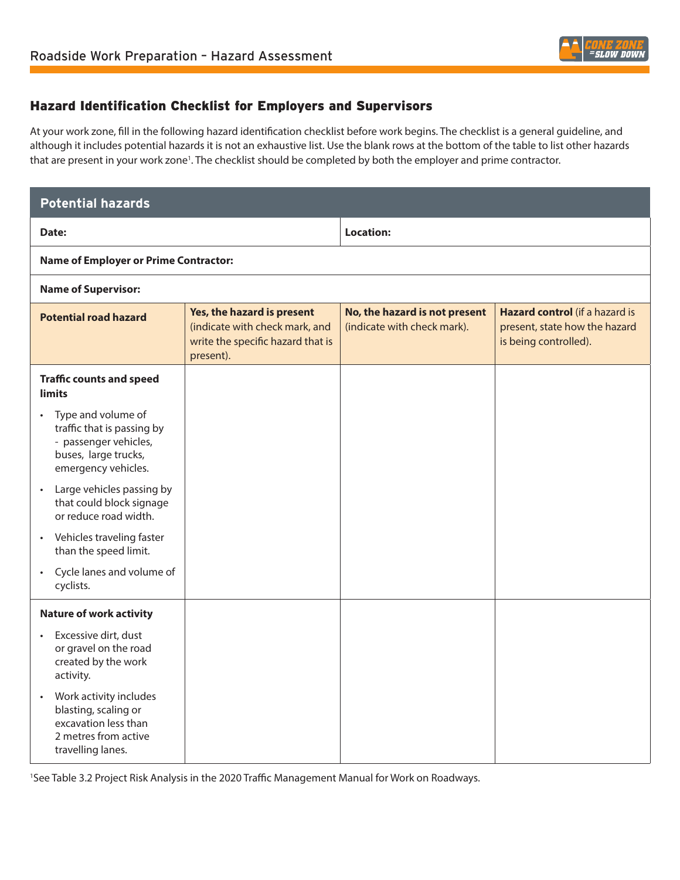## Hazard Identification Checklist for Employers and Supervisors

At your work zone, fill in the following hazard identification checklist before work begins. The checklist is a general guideline, and although it includes potential hazards it is not an exhaustive list. Use the blank rows at the bottom of the table to list other hazards that are present in your work zone[1]. The checklist should be completed by both the employer and prime contractor.

| **Potential hazards** | | | |
|---|---|---|---|
| **Date:** | | **Location:** | |
| **Name of Employer or Prime Contractor:** | | | |
| **Name of Supervisor:** | | | |
| **Potential road hazard** | **Yes, the hazard is present** (indicate with check mark, and write the specific hazard that is present). | **No, the hazard is not present** (indicate with check mark). | **Hazard control** (if a hazard is present, state how the hazard is being controlled). |
| **Traffic counts and speed limits**<br>• Type and volume of traffic that is passing by - passenger vehicles, buses, large trucks, emergency vehicles.<br>• Large vehicles passing by that could block signage or reduce road width.<br>• Vehicles traveling faster than the speed limit.<br>• Cycle lanes and volume of cyclists. | | | |
| **Nature of work activity**<br>• Excessive dirt, dust or gravel on the road created by the work activity.<br>• Work activity includes blasting, scaling or excavation less than 2 metres from active travelling lanes. | | | |

[1]See Table 3.2 Project Risk Analysis in the 2020 Traffic Management Manual for Work on Roadways.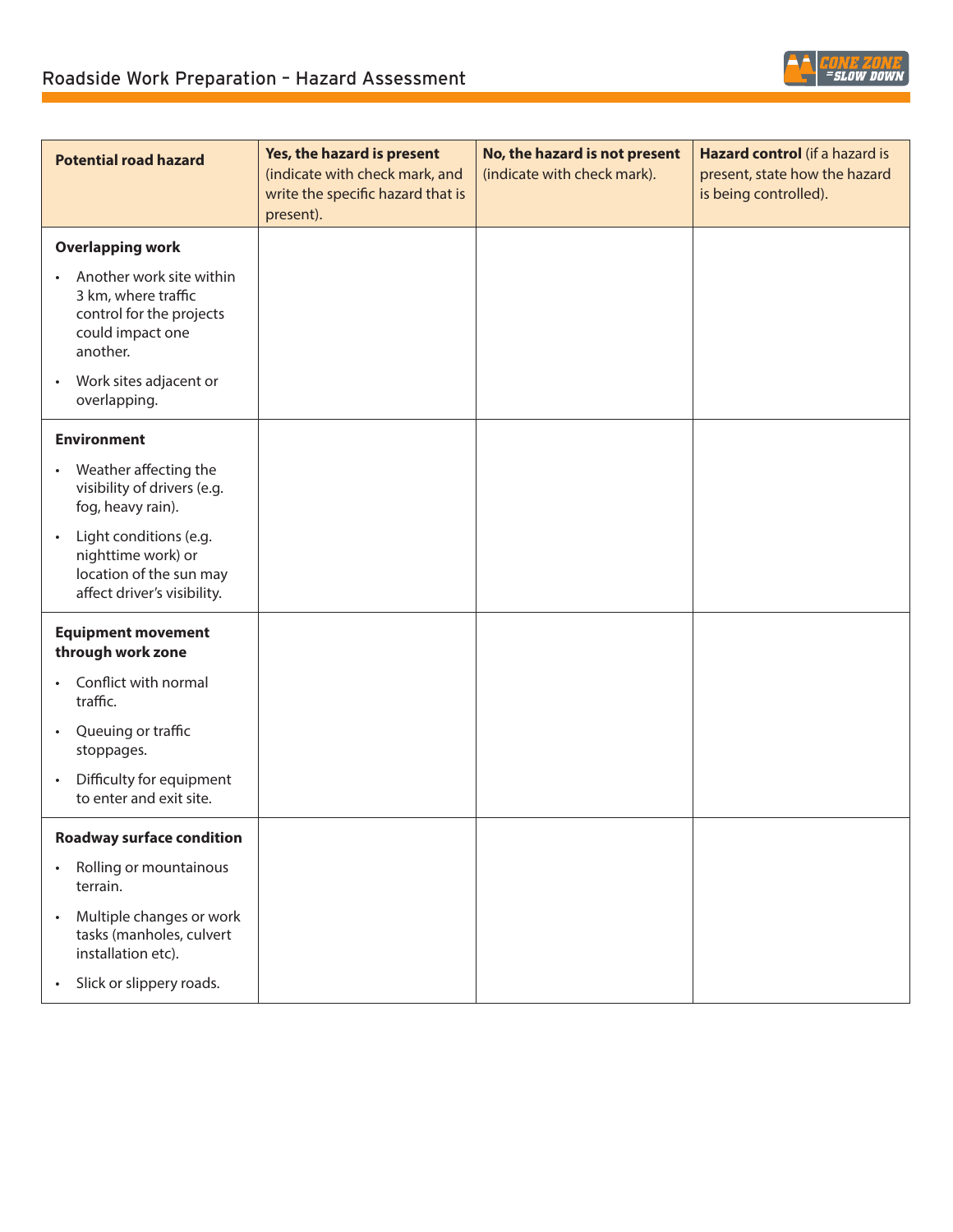## Roadside Work Preparation – Hazard Assessment

| **Potential road hazard** | **Yes, the hazard is present** (indicate with check mark, and write the specific hazard that is present). | **No, the hazard is not present** (indicate with check mark). | **Hazard control** (if a hazard is present, state how the hazard is being controlled). |
|---|---|---|---|
| **Overlapping work**<br>• Another work site within 3 km, where traffic control for the projects could impact one another.<br>• Work sites adjacent or overlapping. | | | |
| **Environment**<br>• Weather affecting the visibility of drivers (e.g. fog, heavy rain).<br>• Light conditions (e.g. nighttime work) or location of the sun may affect driver's visibility. | | | |
| **Equipment movement through work zone**<br>• Conflict with normal traffic.<br>• Queuing or traffic stoppages.<br>• Difficulty for equipment to enter and exit site. | | | |
| **Roadway surface condition**<br>• Rolling or mountainous terrain.<br>• Multiple changes or work tasks (manholes, culvert installation etc).<br>• Slick or slippery roads. | | | |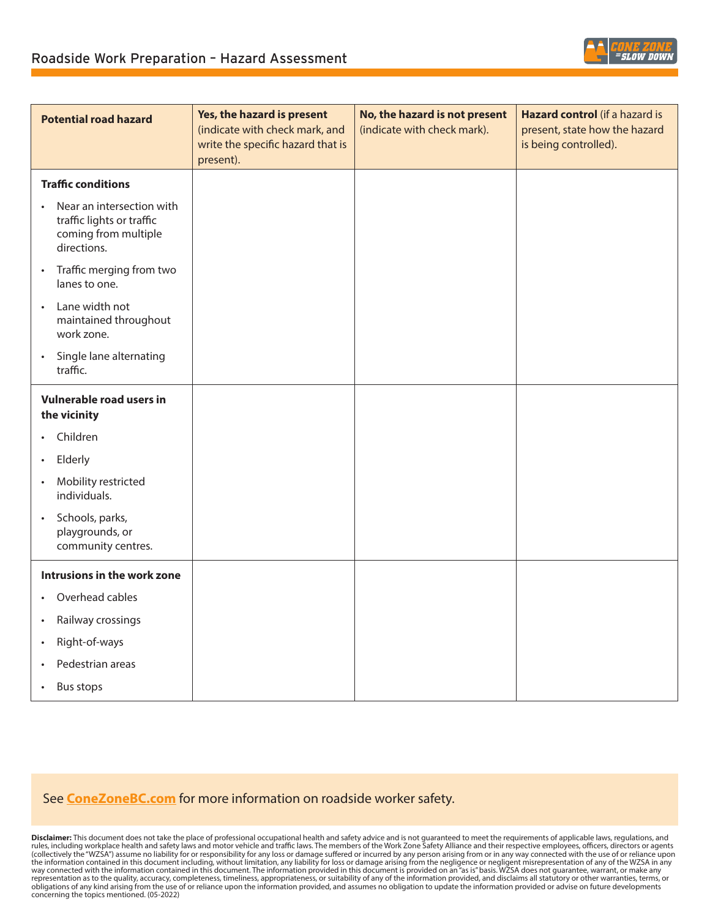# Roadside Work Preparation – Hazard Assessment

| **Potential road hazard** | **Yes, the hazard is present** (indicate with check mark, and write the specific hazard that is present). | **No, the hazard is not present** (indicate with check mark). | **Hazard control** (if a hazard is present, state how the hazard is being controlled). |
|---|---|---|---|
| **Traffic conditions**<br>• Near an intersection with traffic lights or traffic coming from multiple directions.<br>• Traffic merging from two lanes to one.<br>• Lane width not maintained throughout work zone.<br>• Single lane alternating traffic. | | | |
| **Vulnerable road users in the vicinity**<br>• Children<br>• Elderly<br>• Mobility restricted individuals.<br>• Schools, parks, playgrounds, or community centres. | | | |
| **Intrusions in the work zone**<br>• Overhead cables<br>• Railway crossings<br>• Right-of-ways<br>• Pedestrian areas<br>• Bus stops | | | |

See **ConeZoneBC.com** for more information on roadside worker safety.

**Disclaimer:** This document does not take the place of professional occupational health and safety advice and is not guaranteed to meet the requirements of applicable laws, regulations, and rules, including workplace health and safety laws and motor vehicle and traffic laws. The members of the Work Zone Safety Alliance and their respective employees, officers, directors or agents (collectively the "WZSA") assume no liability for or responsibility for any loss or damage suffered or incurred by any person arising from or in any way connected with the use of or reliance upon the information contained in this document including, without limitation, any liability for loss or damage arising from the negligence or negligent misrepresentation of any of the WZSA in any way connected with the information contained in this document. The information provided in this document is provided on an "as is" basis. WZSA does not guarantee, warrant, or make any representation as to the quality, accuracy, completeness, timeliness, appropriateness, or suitability of any of the information provided, and disclaims all statutory or other warranties, terms, or obligations of any kind arising from the use of or reliance upon the information provided, and assumes no obligation to update the information provided or advise on future developments concerning the topics mentioned. (05-2022)